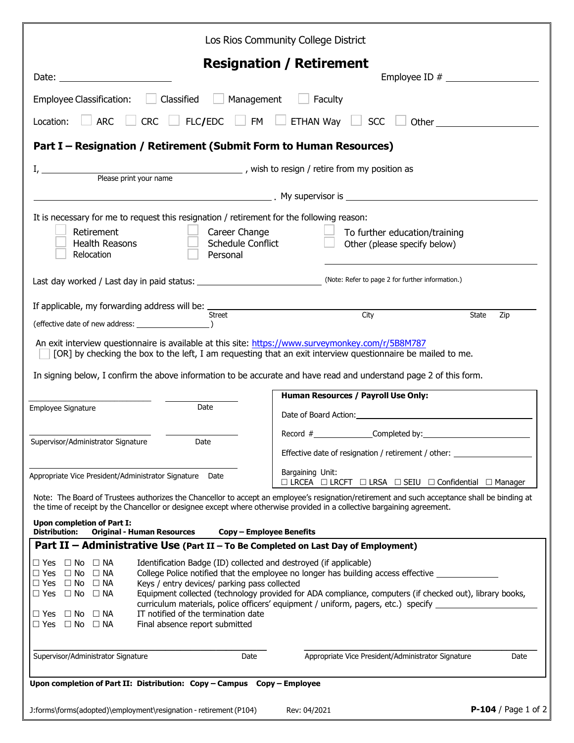Los Rios Community College District

# Resignation / Retirement

Date: ______________________ Employee ID # ____________________

Employee Classification: ☐ Classified ☐ Management ☐ Faculty

Location: ☐ ARC ☐ CRC ☐ FLC/EDC ☐ FM ☐ ETHAN Way ☐ SCC ☐ Other ____________

## Part I – Resignation / Retirement (Submit Form to Human Resources)

I, ______________________________________ , wish to resign / retire from my position as
(Please print your name)

______________________________________ . My supervisor is ______________________________________

It is necessary for me to request this resignation / retirement for the following reason:

☐ Retirement ☐ Career Change ☐ To further education/training
☐ Health Reasons ☐ Schedule Conflict ☐ Other (please specify below)
☐ Relocation ☐ Personal ______________________________

Last day worked / Last day in paid status: ______________________ (Note: Refer to page 2 for further information.)

If applicable, my forwarding address will be: ______________________________________
Street City State Zip

(effective date of new address: ______________)

An exit interview questionnaire is available at this site: https://www.surveymonkey.com/r/5B8M787
☐ [OR] by checking the box to the left, I am requesting that an exit interview questionnaire be mailed to me.

In signing below, I confirm the above information to be accurate and have read and understand page 2 of this form.

______________________ ______________
Employee Signature Date

______________________ ______________
Supervisor/Administrator Signature Date

______________________________________
Appropriate Vice President/Administrator Signature Date

**Human Resources / Payroll Use Only:**

Date of Board Action: ______________________

Record #____________ Completed by: ______________________

Effective date of resignation / retirement / other: ______________

Bargaining Unit:
☐ LRCEA ☐ LRCFT ☐ LRSA ☐ SEIU ☐ Confidential ☐ Manager

Note: The Board of Trustees authorizes the Chancellor to accept an employee's resignation/retirement and such acceptance shall be binding at the time of receipt by the Chancellor or designee except where otherwise provided in a collective bargaining agreement.

**Upon completion of Part I:**
**Distribution: Original - Human Resources Copy – Employee Benefits**

## Part II – Administrative Use (Part II – To Be Completed on Last Day of Employment)

☐ Yes ☐ No ☐ NA Identification Badge (ID) collected and destroyed (if applicable)
☐ Yes ☐ No ☐ NA College Police notified that the employee no longer has building access effective ____________
☐ Yes ☐ No ☐ NA Keys / entry devices/ parking pass collected
☐ Yes ☐ No ☐ NA Equipment collected (technology provided for ADA compliance, computers (if checked out), library books, curriculum materials, police officers' equipment / uniform, pagers, etc.) specify ______________
☐ Yes ☐ No ☐ NA IT notified of the termination date
☐ Yes ☐ No ☐ NA Final absence report submitted

______________________________________ ______________________________________
Supervisor/Administrator Signature Date Appropriate Vice President/Administrator Signature Date

**Upon completion of Part II: Distribution: Copy – Campus Copy – Employee**

J:forms\forms(adopted)\employment\resignation - retirement (P104) Rev: 04/2021 **P-104**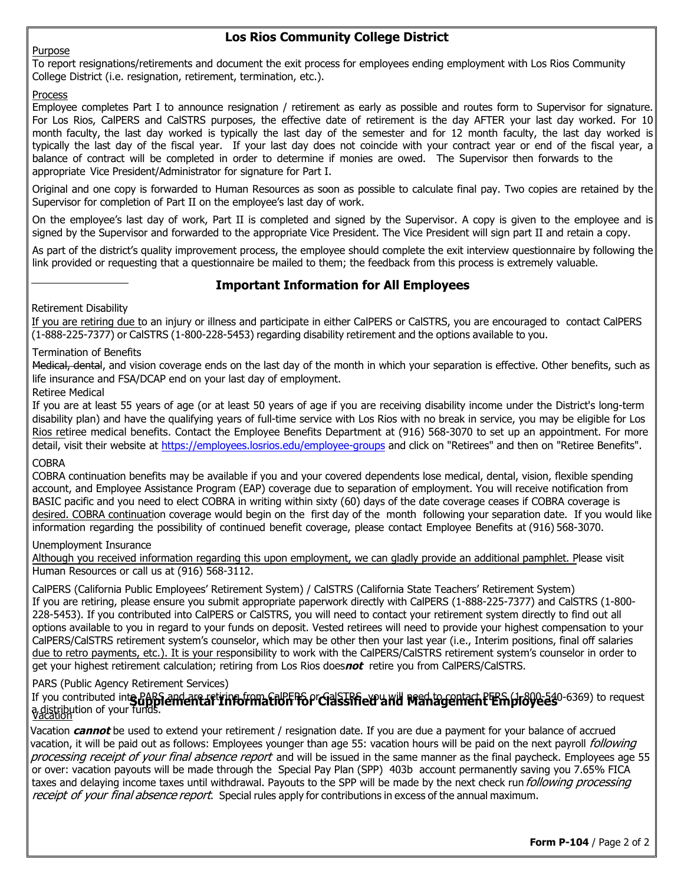## Los Rios Community College District

Purpose

To report resignations/retirements and document the exit process for employees ending employment with Los Rios Community College District (i.e. resignation, retirement, termination, etc.).

Process

Employee completes Part I to announce resignation / retirement as early as possible and routes form to Supervisor for signature. For Los Rios, CalPERS and CalSTRS purposes, the effective date of retirement is the day AFTER your last day worked. For 10 month faculty, the last day worked is typically the last day of the semester and for 12 month faculty, the last day worked is typically the last day of the fiscal year. If your last day does not coincide with your contract year or end of the fiscal year, a balance of contract will be completed in order to determine if monies are owed. The Supervisor then forwards to the appropriate Vice President/Administrator for signature for Part I.

Original and one copy is forwarded to Human Resources as soon as possible to calculate final pay. Two copies are retained by the Supervisor for completion of Part II on the employee's last day of work.

On the employee's last day of work, Part II is completed and signed by the Supervisor. A copy is given to the employee and is signed by the Supervisor and forwarded to the appropriate Vice President. The Vice President will sign part II and retain a copy.

As part of the district's quality improvement process, the employee should complete the exit interview questionnaire by following the link provided or requesting that a questionnaire be mailed to them; the feedback from this process is extremely valuable.

## Important Information for All Employees

Retirement Disability

If you are retiring due to an injury or illness and participate in either CalPERS or CalSTRS, you are encouraged to contact CalPERS (1-888-225-7377) or CalSTRS (1-800-228-5453) regarding disability retirement and the options available to you.

Termination of Benefits

~~Medical, dental~~, and vision coverage ends on the last day of the month in which your separation is effective. Other benefits, such as life insurance and FSA/DCAP end on your last day of employment.

Retiree Medical

If you are at least 55 years of age (or at least 50 years of age if you are receiving disability income under the District's long-term disability plan) and have the qualifying years of full-time service with Los Rios with no break in service, you may be eligible for Los Rios retiree medical benefits. Contact the Employee Benefits Department at (916) 568-3070 to set up an appointment. For more detail, visit their website at https://employees.losrios.edu/employee-groups and click on "Retirees" and then on "Retiree Benefits".

COBRA

COBRA continuation benefits may be available if you and your covered dependents lose medical, dental, vision, flexible spending account, and Employee Assistance Program (EAP) coverage due to separation of employment. You will receive notification from BASIC pacific and you need to elect COBRA in writing within sixty (60) days of the date coverage ceases if COBRA coverage is desired. COBRA continuation coverage would begin on the first day of the month following your separation date. If you would like information regarding the possibility of continued benefit coverage, please contact Employee Benefits at (916) 568-3070.

Unemployment Insurance

Although you received information regarding this upon employment, we can gladly provide an additional pamphlet. Please visit Human Resources or call us at (916) 568-3112.

CalPERS (California Public Employees' Retirement System) / CalSTRS (California State Teachers' Retirement System)

If you are retiring, please ensure you submit appropriate paperwork directly with CalPERS (1-888-225-7377) and CalSTRS (1-800-228-5453). If you contributed into CalPERS or CalSTRS, you will need to contact your retirement system directly to find out all options available to you in regard to your funds on deposit. Vested retirees will need to provide your highest compensation to your CalPERS/CalSTRS retirement system's counselor, which may be other then your last year (i.e., Interim positions, final off salaries due to retro payments, etc.). It is your responsibility to work with the CalPERS/CalSTRS retirement system's counselor in order to get your highest retirement calculation; retiring from Los Rios does ***not*** retire you from CalPERS/CalSTRS.

PARS (Public Agency Retirement Services)

If you contributed into PARS and are retiring from CalPERS or CalSTRS, you will need to contact PARS (1-800-540-6369) to request a distribution of your funds.

## Supplemental Information for Classified and Management Employees

Vacation

Vacation ***cannot*** be used to extend your retirement / resignation date. If you are due a payment for your balance of accrued vacation, it will be paid out as follows: Employees younger than age 55: vacation hours will be paid on the next payroll *following processing receipt of your final absence report* and will be issued in the same manner as the final paycheck. Employees age 55 or over: vacation payouts will be made through the Special Pay Plan (SPP) 403b account permanently saving you 7.65% FICA taxes and delaying income taxes until withdrawal. Payouts to the SPP will be made by the next check run *following processing receipt of your final absence report*. Special rules apply for contributions in excess of the annual maximum.

**Form P-104**